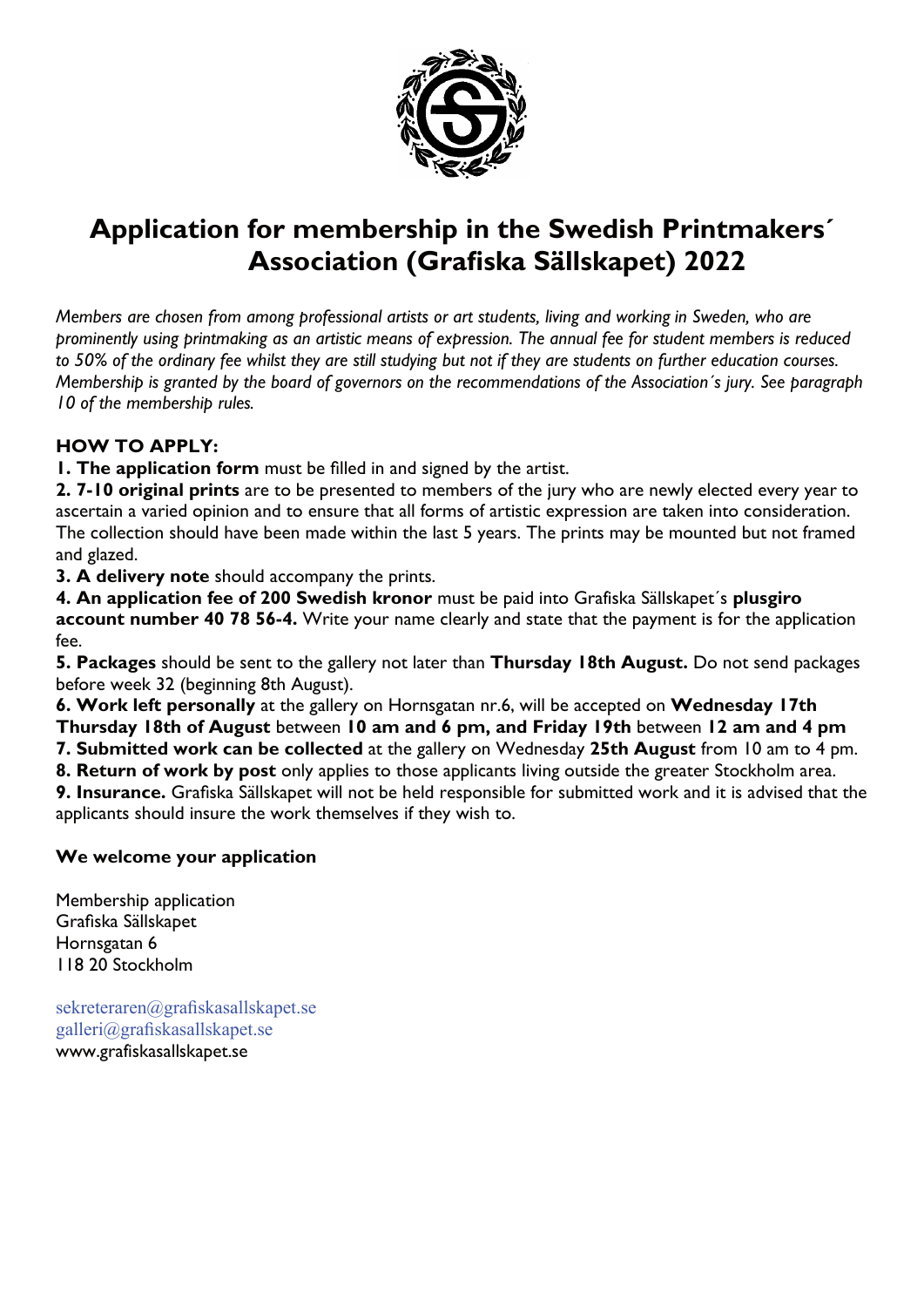# Application for membership in the Swedish Printmakers´ Association (Grafiska Sällskapet) 2022

*Members are chosen from among professional artists or art students, living and working in Sweden, who are prominently using printmaking as an artistic means of expression. The annual fee for student members is reduced to 50% of the ordinary fee whilst they are still studying but not if they are students on further education courses. Membership is granted by the board of governors on the recommendations of the Association´s jury. See paragraph 10 of the membership rules.*

**HOW TO APPLY:**

**1. The application form** must be filled in and signed by the artist.

**2. 7-10 original prints** are to be presented to members of the jury who are newly elected every year to ascertain a varied opinion and to ensure that all forms of artistic expression are taken into consideration. The collection should have been made within the last 5 years. The prints may be mounted but not framed and glazed.

**3. A delivery note** should accompany the prints.

**4. An application fee of 200 Swedish kronor** must be paid into Grafiska Sällskapet´s **plusgiro account number 40 78 56-4.** Write your name clearly and state that the payment is for the application fee.

**5. Packages** should be sent to the gallery not later than **Thursday 18th August.** Do not send packages before week 32 (beginning 8th August).

**6. Work left personally** at the gallery on Hornsgatan nr.6, will be accepted on **Wednesday 17th Thursday 18th of August** between **10 am and 6 pm, and Friday 19th** between **12 am and 4 pm**

**7. Submitted work can be collected** at the gallery on Wednesday **25th August** from 10 am to 4 pm.

**8. Return of work by post** only applies to those applicants living outside the greater Stockholm area.

**9. Insurance.** Grafiska Sällskapet will not be held responsible for submitted work and it is advised that the applicants should insure the work themselves if they wish to.

**We welcome your application**

Membership application
Grafiska Sällskapet
Hornsgatan 6
118 20 Stockholm

sekreteraren@grafiskasallskapet.se
galleri@grafiskasallskapet.se
www.grafiskasallskapet.se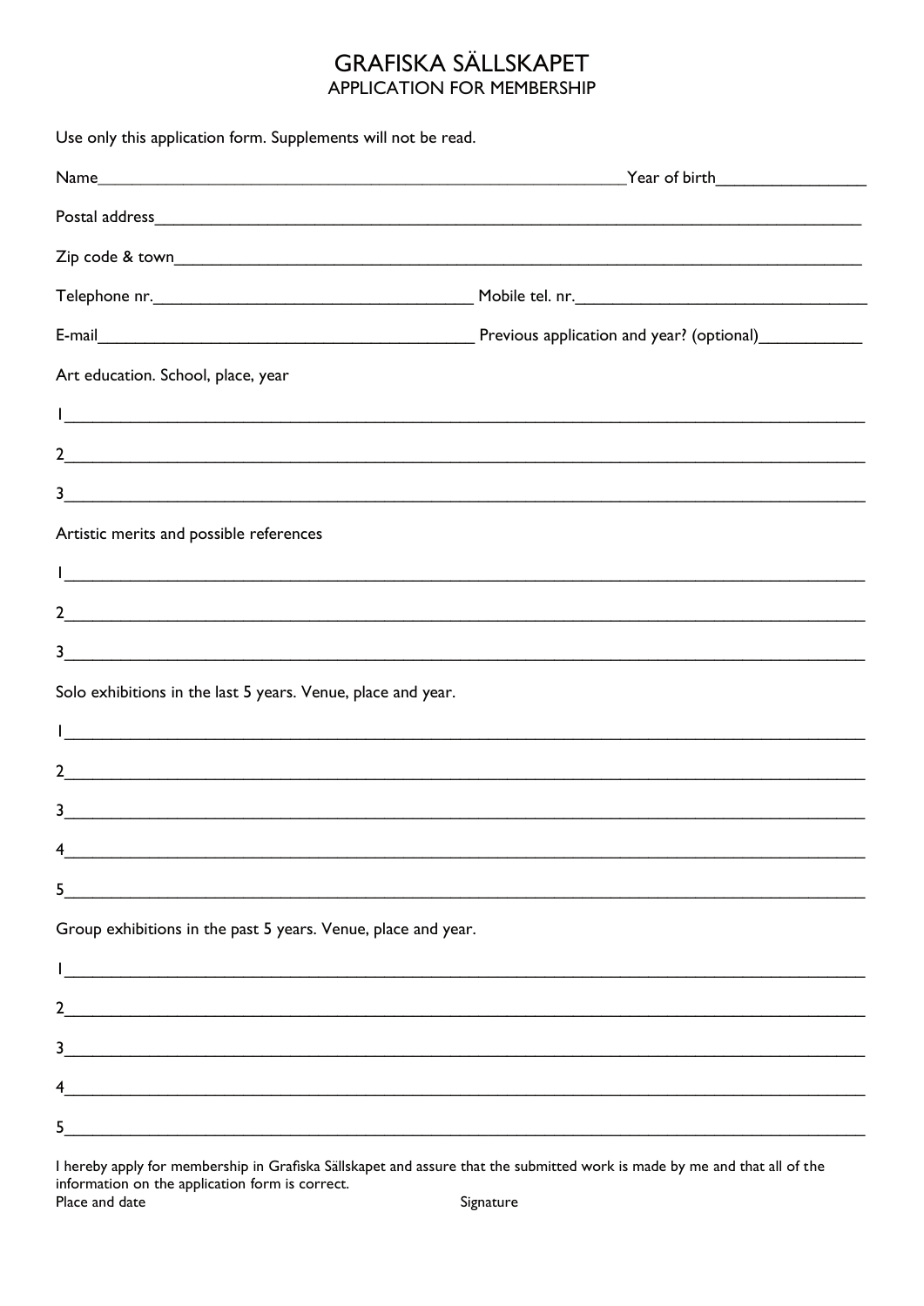# GRAFISKA SÄLLSKAPET

## APPLICATION FOR MEMBERSHIP

Use only this application form. Supplements will not be read.

Name______________________________________________ Year of birth______________

Postal address_____________________________________________________________

Zip code & town____________________________________________________________

Telephone nr.____________________________ Mobile tel. nr.___________________________

E-mail__________________________________ Previous application and year? (optional)__________

Art education. School, place, year

1_________________________________________________________________________

2_________________________________________________________________________

3_________________________________________________________________________

Artistic merits and possible references

1_________________________________________________________________________

2_________________________________________________________________________

3_________________________________________________________________________

Solo exhibitions in the last 5 years. Venue, place and year.

1_________________________________________________________________________

2_________________________________________________________________________

3_________________________________________________________________________

4_________________________________________________________________________

5_________________________________________________________________________

Group exhibitions in the past 5 years. Venue, place and year.

1_________________________________________________________________________

2_________________________________________________________________________

3_________________________________________________________________________

4_________________________________________________________________________

5_________________________________________________________________________

I hereby apply for membership in Grafiska Sällskapet and assure that the submitted work is made by me and that all of the information on the application form is correct.

Place and date Signature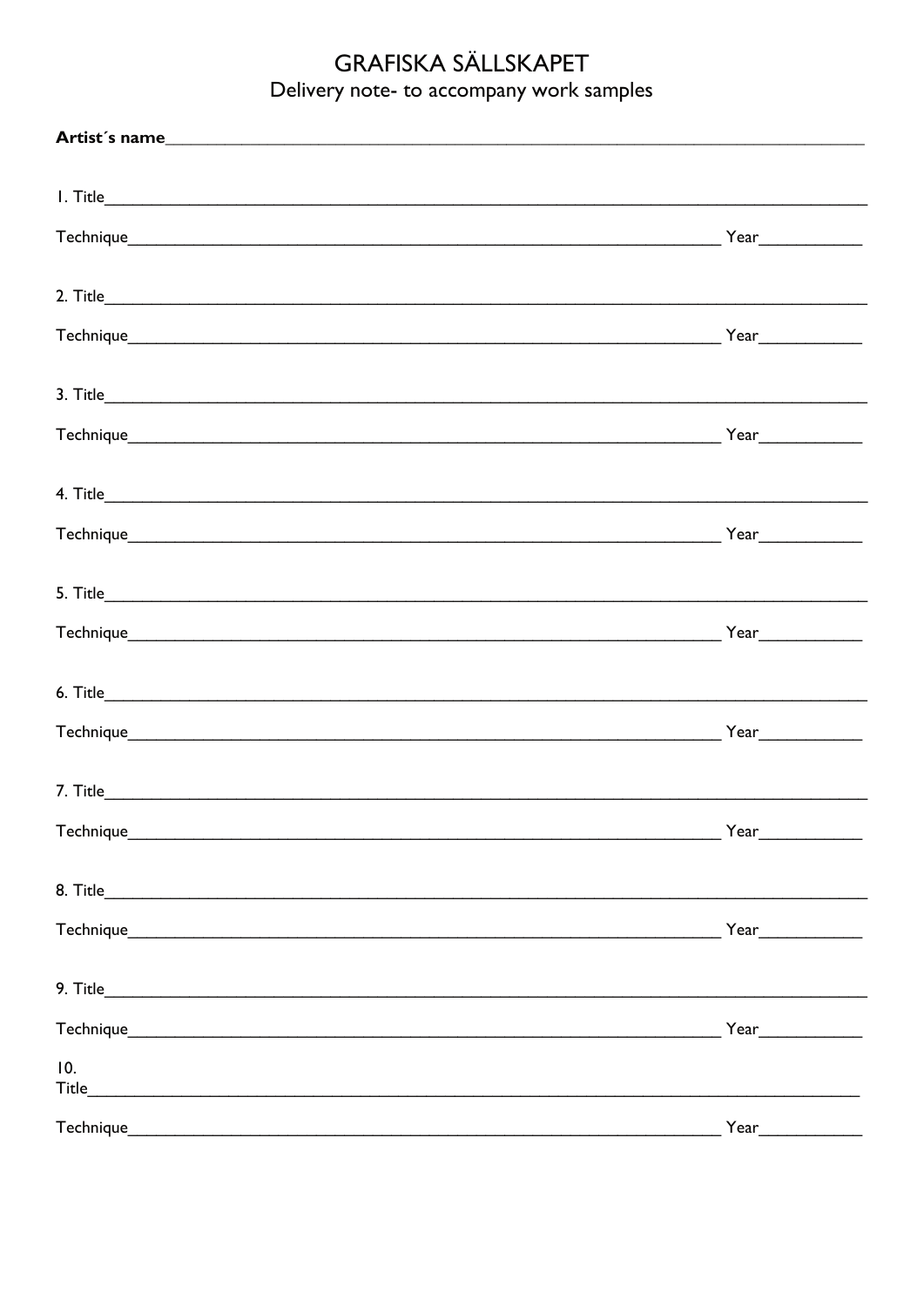# GRAFISKA SÄLLSKAPET

Delivery note- to accompany work samples

**Artist´s name**______________________________________________________________

1. Title________________________________________________________________________

Technique_____________________________________________________ Year__________

2. Title________________________________________________________________________

Technique_____________________________________________________ Year__________

3. Title________________________________________________________________________

Technique_____________________________________________________ Year__________

4. Title________________________________________________________________________

Technique_____________________________________________________ Year__________

5. Title________________________________________________________________________

Technique_____________________________________________________ Year__________

6. Title________________________________________________________________________

Technique_____________________________________________________ Year__________

7. Title________________________________________________________________________

Technique_____________________________________________________ Year__________

8. Title________________________________________________________________________

Technique_____________________________________________________ Year__________

9. Title________________________________________________________________________

Technique_____________________________________________________ Year__________

10.
Title__________________________________________________________________________

Technique_____________________________________________________ Year__________